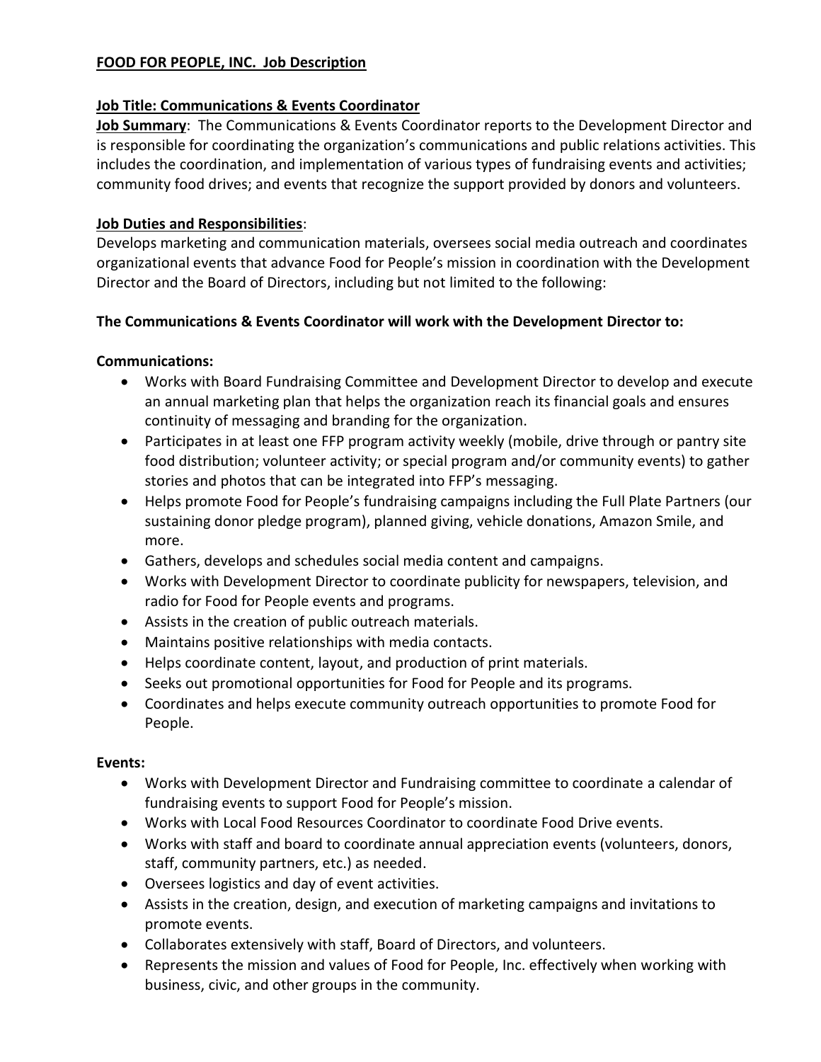**FOOD FOR PEOPLE, INC. Job Description**

**Job Title: Communications & Events Coordinator**

**Job Summary**: The Communications & Events Coordinator reports to the Development Director and is responsible for coordinating the organization's communications and public relations activities. This includes the coordination, and implementation of various types of fundraising events and activities; community food drives; and events that recognize the support provided by donors and volunteers.

**Job Duties and Responsibilities**:

Develops marketing and communication materials, oversees social media outreach and coordinates organizational events that advance Food for People's mission in coordination with the Development Director and the Board of Directors, including but not limited to the following:

**The Communications & Events Coordinator will work with the Development Director to:**

**Communications:**

- Works with Board Fundraising Committee and Development Director to develop and execute an annual marketing plan that helps the organization reach its financial goals and ensures continuity of messaging and branding for the organization.
- Participates in at least one FFP program activity weekly (mobile, drive through or pantry site food distribution; volunteer activity; or special program and/or community events) to gather stories and photos that can be integrated into FFP's messaging.
- Helps promote Food for People's fundraising campaigns including the Full Plate Partners (our sustaining donor pledge program), planned giving, vehicle donations, Amazon Smile, and more.
- Gathers, develops and schedules social media content and campaigns.
- Works with Development Director to coordinate publicity for newspapers, television, and radio for Food for People events and programs.
- Assists in the creation of public outreach materials.
- Maintains positive relationships with media contacts.
- Helps coordinate content, layout, and production of print materials.
- Seeks out promotional opportunities for Food for People and its programs.
- Coordinates and helps execute community outreach opportunities to promote Food for People.

**Events:**

- Works with Development Director and Fundraising committee to coordinate a calendar of fundraising events to support Food for People's mission.
- Works with Local Food Resources Coordinator to coordinate Food Drive events.
- Works with staff and board to coordinate annual appreciation events (volunteers, donors, staff, community partners, etc.) as needed.
- Oversees logistics and day of event activities.
- Assists in the creation, design, and execution of marketing campaigns and invitations to promote events.
- Collaborates extensively with staff, Board of Directors, and volunteers.
- Represents the mission and values of Food for People, Inc. effectively when working with business, civic, and other groups in the community.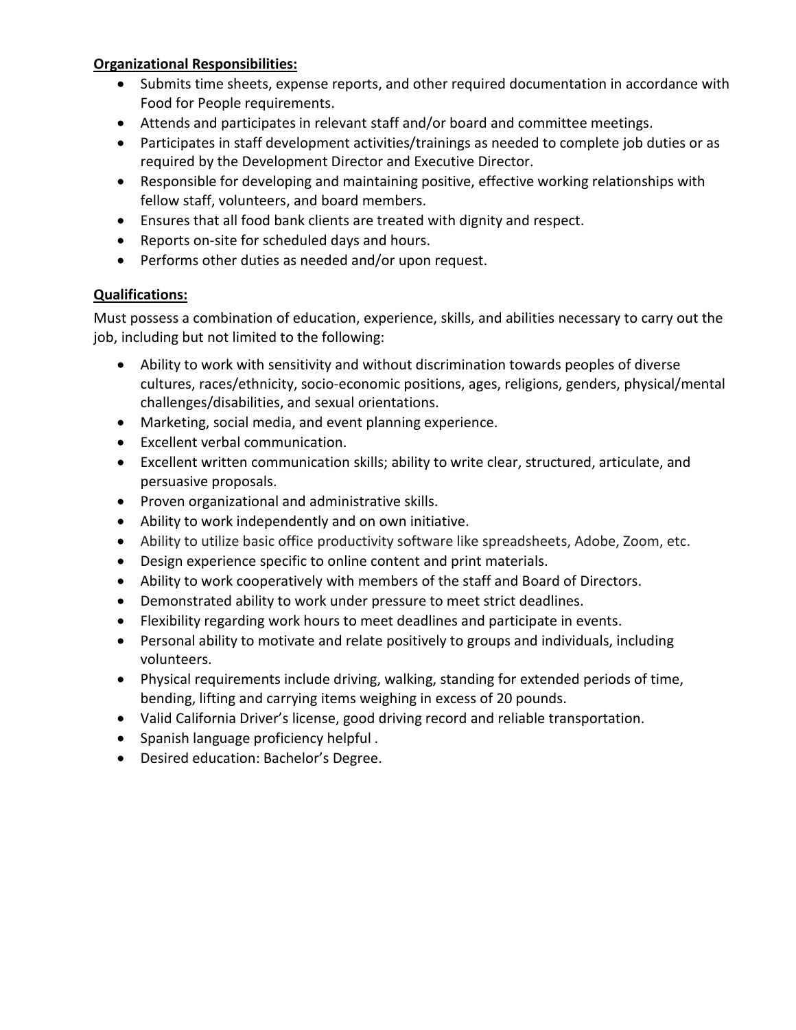**Organizational Responsibilities:**

- Submits time sheets, expense reports, and other required documentation in accordance with Food for People requirements.
- Attends and participates in relevant staff and/or board and committee meetings.
- Participates in staff development activities/trainings as needed to complete job duties or as required by the Development Director and Executive Director.
- Responsible for developing and maintaining positive, effective working relationships with fellow staff, volunteers, and board members.
- Ensures that all food bank clients are treated with dignity and respect.
- Reports on-site for scheduled days and hours.
- Performs other duties as needed and/or upon request.

**Qualifications:**

Must possess a combination of education, experience, skills, and abilities necessary to carry out the job, including but not limited to the following:

- Ability to work with sensitivity and without discrimination towards peoples of diverse cultures, races/ethnicity, socio-economic positions, ages, religions, genders, physical/mental challenges/disabilities, and sexual orientations.
- Marketing, social media, and event planning experience.
- Excellent verbal communication.
- Excellent written communication skills; ability to write clear, structured, articulate, and persuasive proposals.
- Proven organizational and administrative skills.
- Ability to work independently and on own initiative.
- Ability to utilize basic office productivity software like spreadsheets, Adobe, Zoom, etc.
- Design experience specific to online content and print materials.
- Ability to work cooperatively with members of the staff and Board of Directors.
- Demonstrated ability to work under pressure to meet strict deadlines.
- Flexibility regarding work hours to meet deadlines and participate in events.
- Personal ability to motivate and relate positively to groups and individuals, including volunteers.
- Physical requirements include driving, walking, standing for extended periods of time, bending, lifting and carrying items weighing in excess of 20 pounds.
- Valid California Driver's license, good driving record and reliable transportation.
- Spanish language proficiency helpful .
- Desired education: Bachelor's Degree.